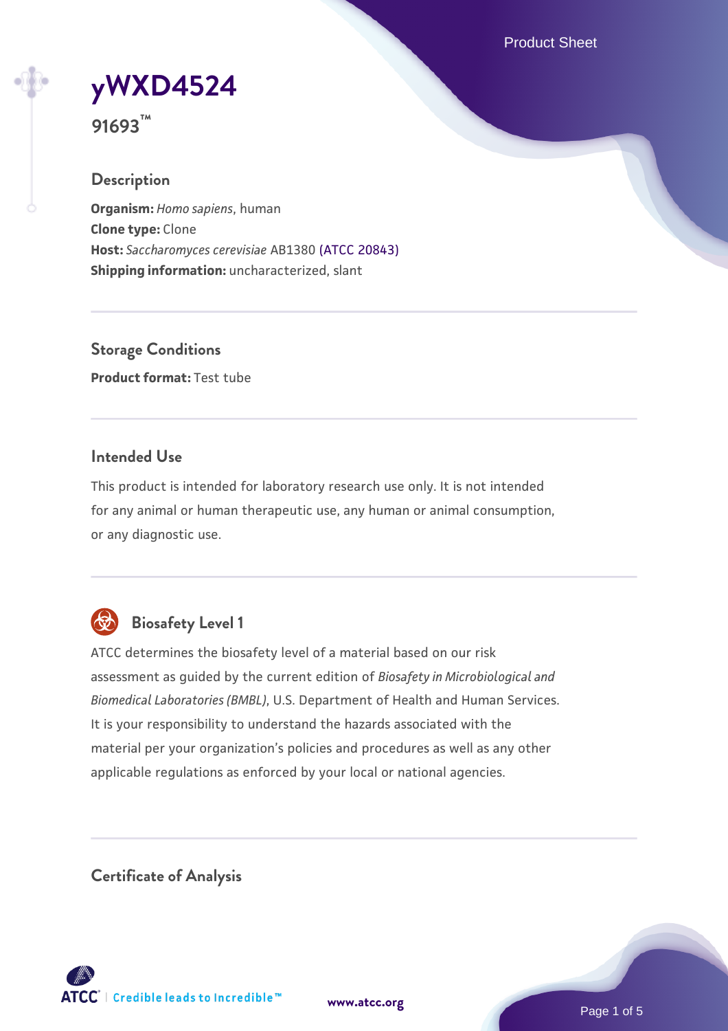# yWXD4524

**91693™**

## Description

**Organism:** *Homo sapiens*, human
**Clone type:** Clone
**Host:** *Saccharomyces cerevisiae* AB1380 (ATCC 20843)
**Shipping information:** uncharacterized, slant

## Storage Conditions

**Product format:** Test tube

## Intended Use

This product is intended for laboratory research use only. It is not intended for any animal or human therapeutic use, any human or animal consumption, or any diagnostic use.

## Biosafety Level 1

ATCC determines the biosafety level of a material based on our risk assessment as guided by the current edition of *Biosafety in Microbiological and Biomedical Laboratories (BMBL)*, U.S. Department of Health and Human Services. It is your responsibility to understand the hazards associated with the material per your organization's policies and procedures as well as any other applicable regulations as enforced by your local or national agencies.

## Certificate of Analysis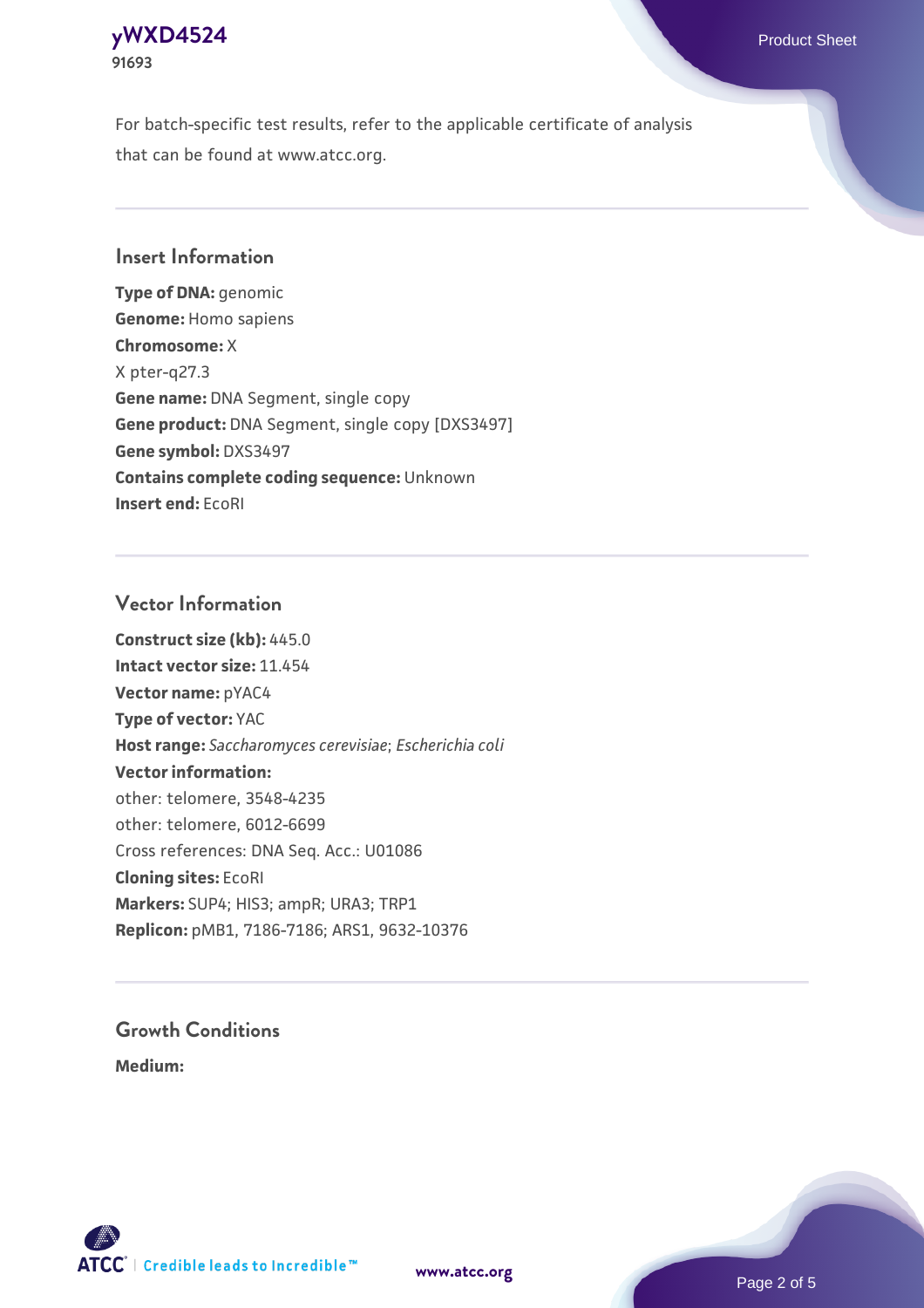For batch-specific test results, refer to the applicable certificate of analysis that can be found at www.atcc.org.

## Insert Information

**Type of DNA:** genomic
**Genome:** Homo sapiens
**Chromosome:** X
X pter-q27.3
**Gene name:** DNA Segment, single copy
**Gene product:** DNA Segment, single copy [DXS3497]
**Gene symbol:** DXS3497
**Contains complete coding sequence:** Unknown
**Insert end:** EcoRI

## Vector Information

**Construct size (kb):** 445.0
**Intact vector size:** 11.454
**Vector name:** pYAC4
**Type of vector:** YAC
**Host range:** *Saccharomyces cerevisiae*; *Escherichia coli*
**Vector information:**
other: telomere, 3548-4235
other: telomere, 6012-6699
Cross references: DNA Seq. Acc.: U01086
**Cloning sites:** EcoRI
**Markers:** SUP4; HIS3; ampR; URA3; TRP1
**Replicon:** pMB1, 7186-7186; ARS1, 9632-10376

## Growth Conditions

**Medium:**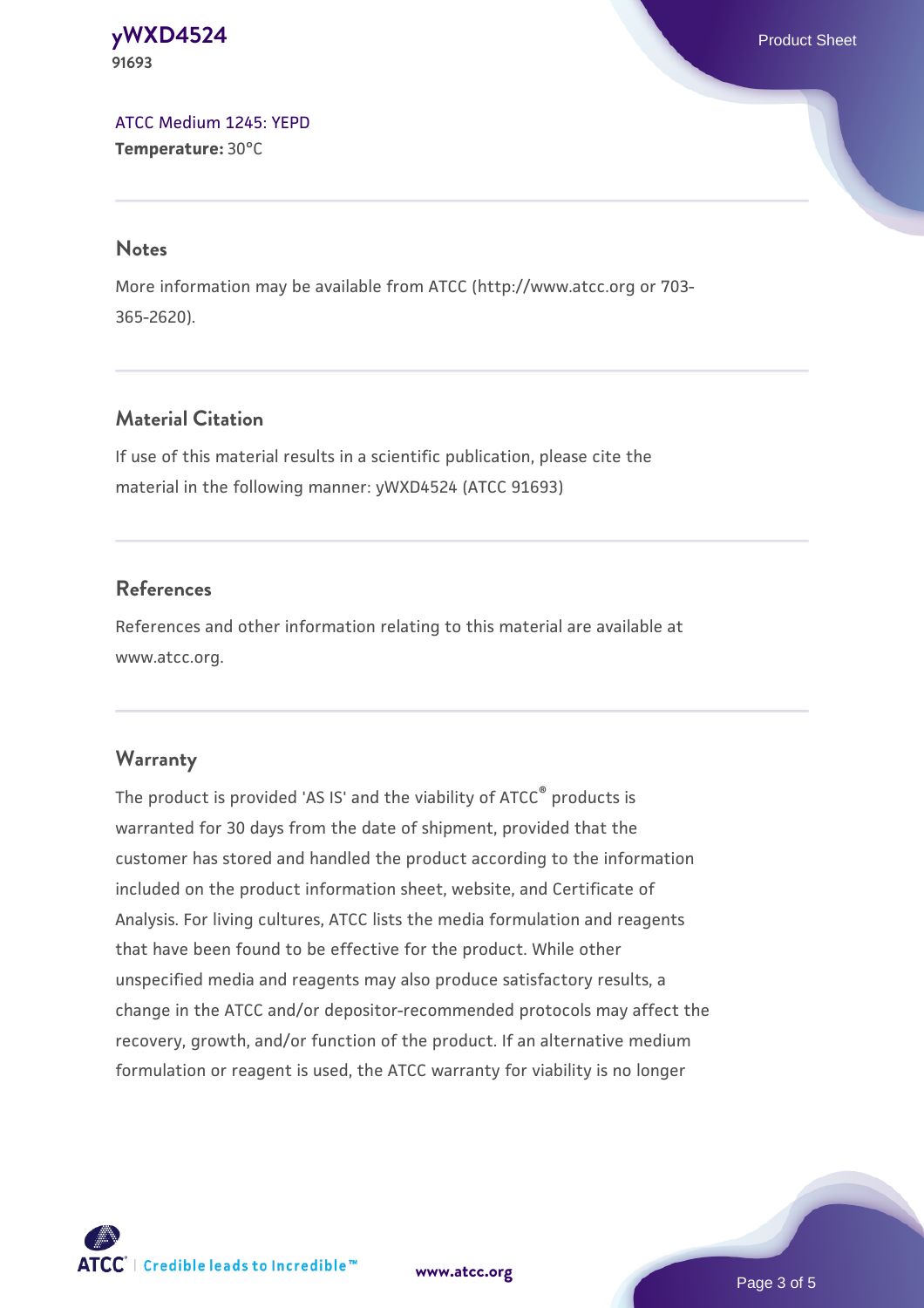ATCC Medium 1245: YEPD
**Temperature:** 30°C

## Notes

More information may be available from ATCC (http://www.atcc.org or 703-365-2620).

## Material Citation

If use of this material results in a scientific publication, please cite the material in the following manner: yWXD4524 (ATCC 91693)

## References

References and other information relating to this material are available at www.atcc.org.

## Warranty

The product is provided 'AS IS' and the viability of ATCC® products is warranted for 30 days from the date of shipment, provided that the customer has stored and handled the product according to the information included on the product information sheet, website, and Certificate of Analysis. For living cultures, ATCC lists the media formulation and reagents that have been found to be effective for the product. While other unspecified media and reagents may also produce satisfactory results, a change in the ATCC and/or depositor-recommended protocols may affect the recovery, growth, and/or function of the product. If an alternative medium formulation or reagent is used, the ATCC warranty for viability is no longer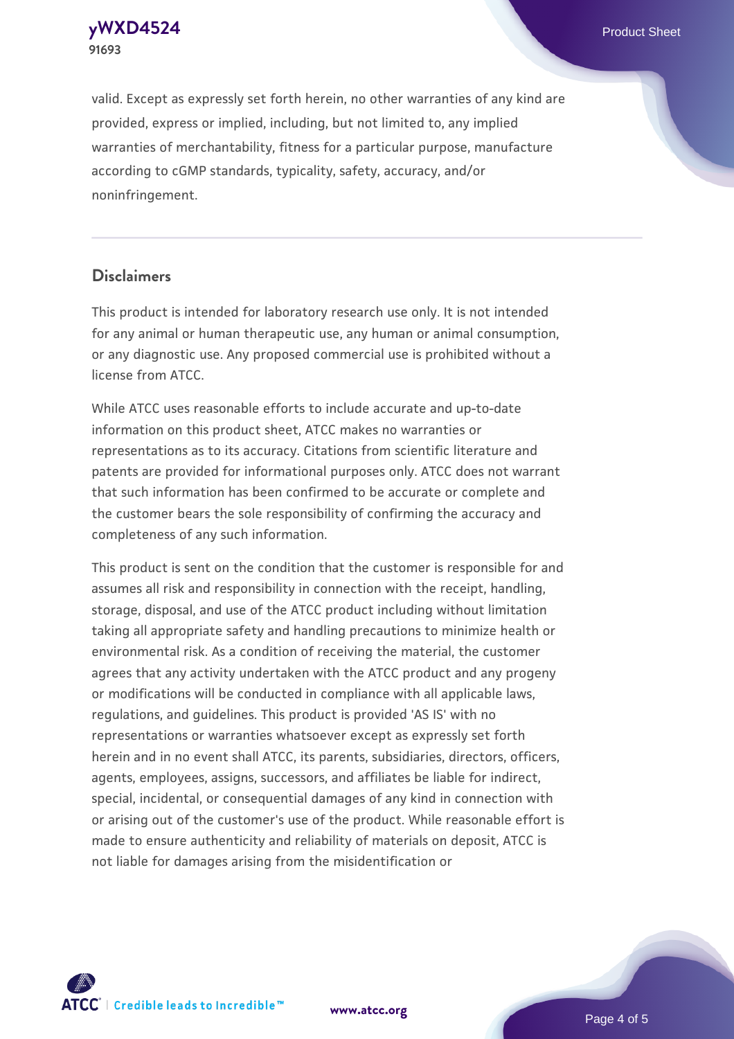valid. Except as expressly set forth herein, no other warranties of any kind are provided, express or implied, including, but not limited to, any implied warranties of merchantability, fitness for a particular purpose, manufacture according to cGMP standards, typicality, safety, accuracy, and/or noninfringement.

## Disclaimers

This product is intended for laboratory research use only. It is not intended for any animal or human therapeutic use, any human or animal consumption, or any diagnostic use. Any proposed commercial use is prohibited without a license from ATCC.

While ATCC uses reasonable efforts to include accurate and up-to-date information on this product sheet, ATCC makes no warranties or representations as to its accuracy. Citations from scientific literature and patents are provided for informational purposes only. ATCC does not warrant that such information has been confirmed to be accurate or complete and the customer bears the sole responsibility of confirming the accuracy and completeness of any such information.

This product is sent on the condition that the customer is responsible for and assumes all risk and responsibility in connection with the receipt, handling, storage, disposal, and use of the ATCC product including without limitation taking all appropriate safety and handling precautions to minimize health or environmental risk. As a condition of receiving the material, the customer agrees that any activity undertaken with the ATCC product and any progeny or modifications will be conducted in compliance with all applicable laws, regulations, and guidelines. This product is provided 'AS IS' with no representations or warranties whatsoever except as expressly set forth herein and in no event shall ATCC, its parents, subsidiaries, directors, officers, agents, employees, assigns, successors, and affiliates be liable for indirect, special, incidental, or consequential damages of any kind in connection with or arising out of the customer's use of the product. While reasonable effort is made to ensure authenticity and reliability of materials on deposit, ATCC is not liable for damages arising from the misidentification or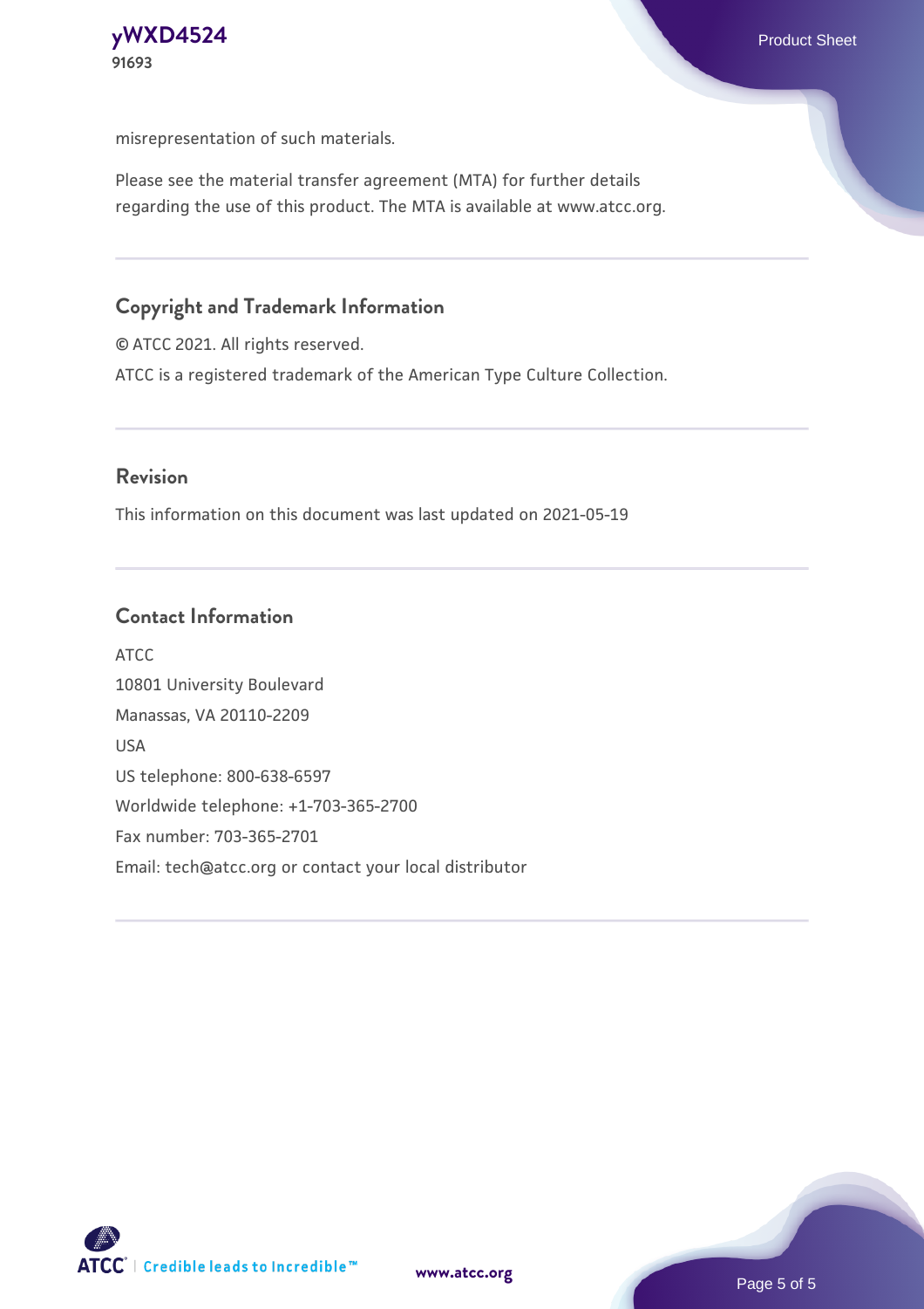misrepresentation of such materials.

Please see the material transfer agreement (MTA) for further details regarding the use of this product. The MTA is available at www.atcc.org.

## Copyright and Trademark Information

© ATCC 2021. All rights reserved.

ATCC is a registered trademark of the American Type Culture Collection.

## Revision

This information on this document was last updated on 2021-05-19

## Contact Information

ATCC
10801 University Boulevard
Manassas, VA 20110-2209
USA
US telephone: 800-638-6597
Worldwide telephone: +1-703-365-2700
Fax number: 703-365-2701
Email: tech@atcc.org or contact your local distributor